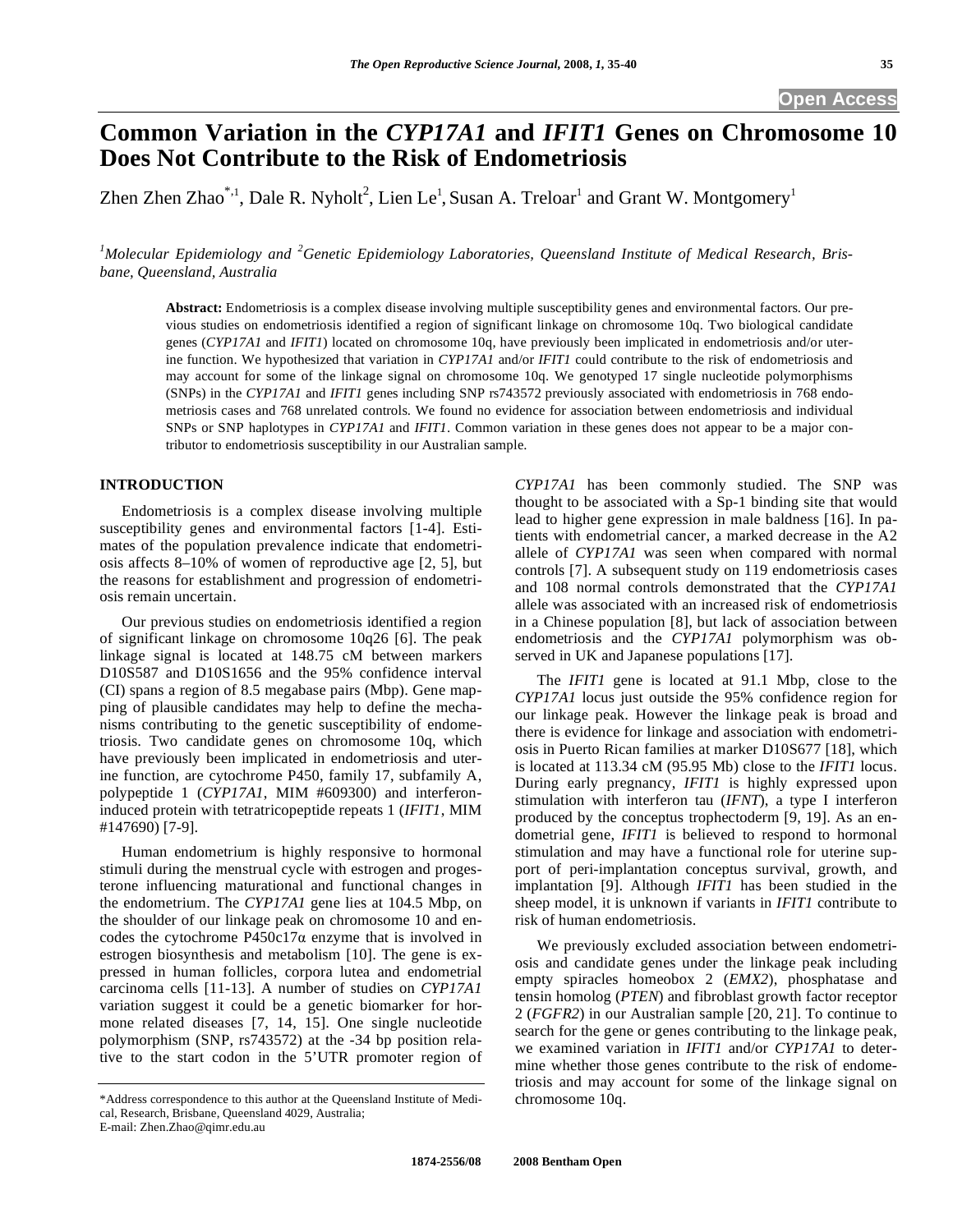# Common Variation in the *CYP17A1* and *IFIT1* Genes on Chromosome 10 Does Not Contribute to the Risk of Endometriosis

Zhen Zhen Zhao*[,1], Dale R. Nyholt[2], Lien Le[1], Susan A. Treloar[1] and Grant W. Montgomery[1]

[1]*Molecular Epidemiology and* [2]*Genetic Epidemiology Laboratories, Queensland Institute of Medical Research, Brisbane, Queensland, Australia*

**Abstract:** Endometriosis is a complex disease involving multiple susceptibility genes and environmental factors. Our previous studies on endometriosis identified a region of significant linkage on chromosome 10q. Two biological candidate genes (*CYP17A1* and *IFIT1*) located on chromosome 10q, have previously been implicated in endometriosis and/or uterine function. We hypothesized that variation in *CYP17A1* and/or *IFIT1* could contribute to the risk of endometriosis and may account for some of the linkage signal on chromosome 10q. We genotyped 17 single nucleotide polymorphisms (SNPs) in the *CYP17A1* and *IFIT1* genes including SNP rs743572 previously associated with endometriosis in 768 endometriosis cases and 768 unrelated controls. We found no evidence for association between endometriosis and individual SNPs or SNP haplotypes in *CYP17A1* and *IFIT1*. Common variation in these genes does not appear to be a major contributor to endometriosis susceptibility in our Australian sample.

## INTRODUCTION

Endometriosis is a complex disease involving multiple susceptibility genes and environmental factors [1-4]. Estimates of the population prevalence indicate that endometriosis affects 8–10% of women of reproductive age [2, 5], but the reasons for establishment and progression of endometriosis remain uncertain.

Our previous studies on endometriosis identified a region of significant linkage on chromosome 10q26 [6]. The peak linkage signal is located at 148.75 cM between markers D10S587 and D10S1656 and the 95% confidence interval (CI) spans a region of 8.5 megabase pairs (Mbp). Gene mapping of plausible candidates may help to define the mechanisms contributing to the genetic susceptibility of endometriosis. Two candidate genes on chromosome 10q, which have previously been implicated in endometriosis and uterine function, are cytochrome P450, family 17, subfamily A, polypeptide 1 (*CYP17A1*, MIM #609300) and interferon-induced protein with tetratricopeptide repeats 1 (*IFIT1*, MIM #147690) [7-9].

Human endometrium is highly responsive to hormonal stimuli during the menstrual cycle with estrogen and progesterone influencing maturational and functional changes in the endometrium. The *CYP17A1* gene lies at 104.5 Mbp, on the shoulder of our linkage peak on chromosome 10 and encodes the cytochrome P450c17α enzyme that is involved in estrogen biosynthesis and metabolism [10]. The gene is expressed in human follicles, corpora lutea and endometrial carcinoma cells [11-13]. A number of studies on *CYP17A1* variation suggest it could be a genetic biomarker for hormone related diseases [7, 14, 15]. One single nucleotide polymorphism (SNP, rs743572) at the -34 bp position relative to the start codon in the 5'UTR promoter region of *CYP17A1* has been commonly studied. The SNP was thought to be associated with a Sp-1 binding site that would lead to higher gene expression in male baldness [16]. In patients with endometrial cancer, a marked decrease in the A2 allele of *CYP17A1* was seen when compared with normal controls [7]. A subsequent study on 119 endometriosis cases and 108 normal controls demonstrated that the *CYP17A1* allele was associated with an increased risk of endometriosis in a Chinese population [8], but lack of association between endometriosis and the *CYP17A1* polymorphism was observed in UK and Japanese populations [17].

The *IFIT1* gene is located at 91.1 Mbp, close to the *CYP17A1* locus just outside the 95% confidence region for our linkage peak. However the linkage peak is broad and there is evidence for linkage and association with endometriosis in Puerto Rican families at marker D10S677 [18], which is located at 113.34 cM (95.95 Mb) close to the *IFIT1* locus. During early pregnancy, *IFIT1* is highly expressed upon stimulation with interferon tau (*IFNT*), a type I interferon produced by the conceptus trophectoderm [9, 19]. As an endometrial gene, *IFIT1* is believed to respond to hormonal stimulation and may have a functional role for uterine support of peri-implantation conceptus survival, growth, and implantation [9]. Although *IFIT1* has been studied in the sheep model, it is unknown if variants in *IFIT1* contribute to risk of human endometriosis.

We previously excluded association between endometriosis and candidate genes under the linkage peak including empty spiracles homeobox 2 (*EMX2*), phosphatase and tensin homolog (*PTEN*) and fibroblast growth factor receptor 2 (*FGFR2*) in our Australian sample [20, 21]. To continue to search for the gene or genes contributing to the linkage peak, we examined variation in *IFIT1* and/or *CYP17A1* to determine whether those genes contribute to the risk of endometriosis and may account for some of the linkage signal on chromosome 10q.

*Address correspondence to this author at the Queensland Institute of Medical, Research, Brisbane, Queensland 4029, Australia;
E-mail: Zhen.Zhao@qimr.edu.au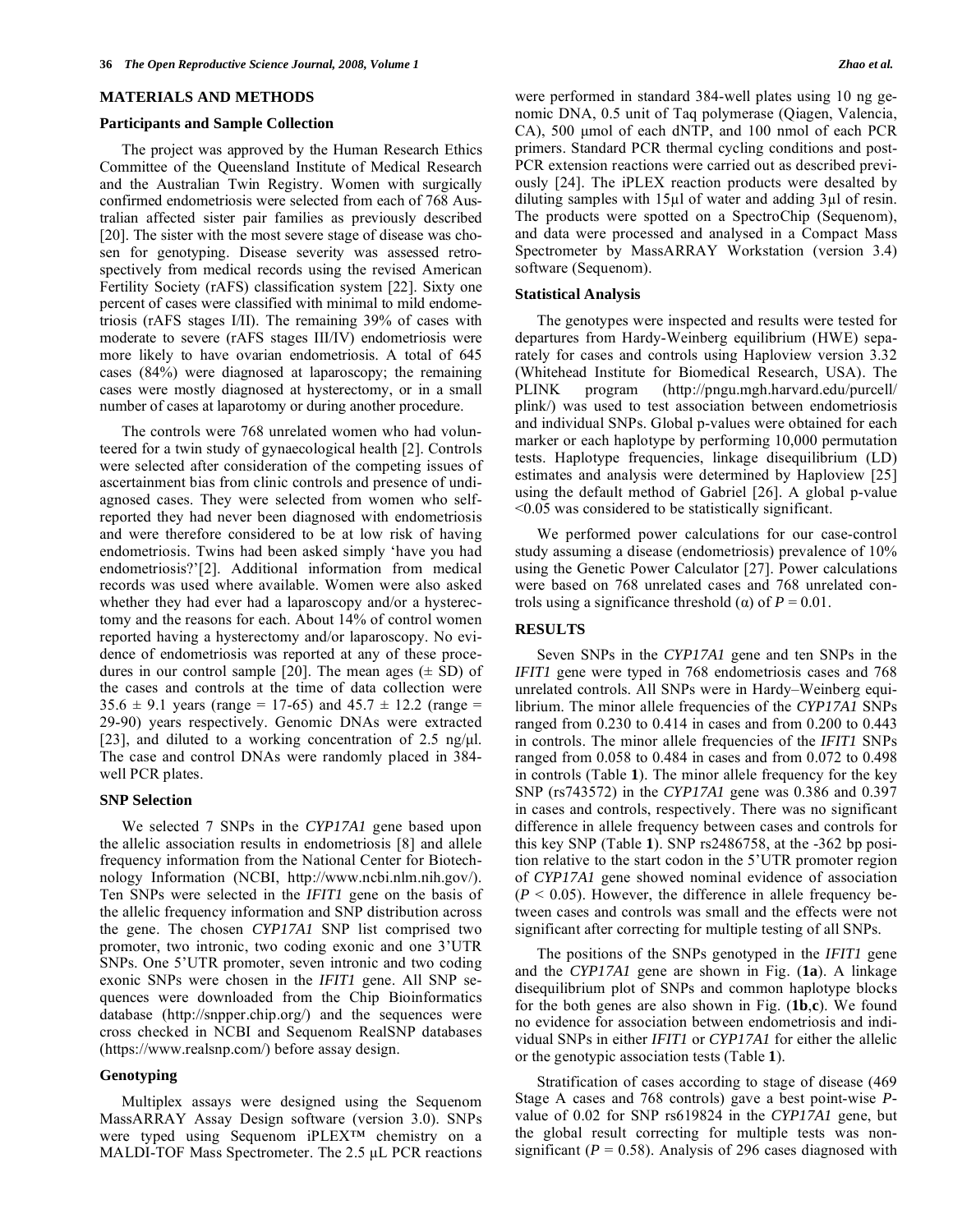## MATERIALS AND METHODS

### Participants and Sample Collection

The project was approved by the Human Research Ethics Committee of the Queensland Institute of Medical Research and the Australian Twin Registry. Women with surgically confirmed endometriosis were selected from each of 768 Australian affected sister pair families as previously described [20]. The sister with the most severe stage of disease was chosen for genotyping. Disease severity was assessed retrospectively from medical records using the revised American Fertility Society (rAFS) classification system [22]. Sixty one percent of cases were classified with minimal to mild endometriosis (rAFS stages I/II). The remaining 39% of cases with moderate to severe (rAFS stages III/IV) endometriosis were more likely to have ovarian endometriosis. A total of 645 cases (84%) were diagnosed at laparoscopy; the remaining cases were mostly diagnosed at hysterectomy, or in a small number of cases at laparotomy or during another procedure.

The controls were 768 unrelated women who had volunteered for a twin study of gynaecological health [2]. Controls were selected after consideration of the competing issues of ascertainment bias from clinic controls and presence of undiagnosed cases. They were selected from women who self-reported they had never been diagnosed with endometriosis and were therefore considered to be at low risk of having endometriosis. Twins had been asked simply 'have you had endometriosis?'[2]. Additional information from medical records was used where available. Women were also asked whether they had ever had a laparoscopy and/or a hysterectomy and the reasons for each. About 14% of control women reported having a hysterectomy and/or laparoscopy. No evidence of endometriosis was reported at any of these procedures in our control sample [20]. The mean ages (± SD) of the cases and controls at the time of data collection were 35.6 ± 9.1 years (range = 17-65) and 45.7 ± 12.2 (range = 29-90) years respectively. Genomic DNAs were extracted [23], and diluted to a working concentration of 2.5 ng/μl. The case and control DNAs were randomly placed in 384-well PCR plates.

### SNP Selection

We selected 7 SNPs in the *CYP17A1* gene based upon the allelic association results in endometriosis [8] and allele frequency information from the National Center for Biotechnology Information (NCBI, http://www.ncbi.nlm.nih.gov/). Ten SNPs were selected in the *IFIT1* gene on the basis of the allelic frequency information and SNP distribution across the gene. The chosen *CYP17A1* SNP list comprised two promoter, two intronic, two coding exonic and one 3'UTR SNPs. One 5'UTR promoter, seven intronic and two coding exonic SNPs were chosen in the *IFIT1* gene. All SNP sequences were downloaded from the Chip Bioinformatics database (http://snpper.chip.org/) and the sequences were cross checked in NCBI and Sequenom RealSNP databases (https://www.realsnp.com/) before assay design.

### Genotyping

Multiplex assays were designed using the Sequenom MassARRAY Assay Design software (version 3.0). SNPs were typed using Sequenom iPLEX™ chemistry on a MALDI-TOF Mass Spectrometer. The 2.5 μL PCR reactions were performed in standard 384-well plates using 10 ng genomic DNA, 0.5 unit of Taq polymerase (Qiagen, Valencia, CA), 500 μmol of each dNTP, and 100 nmol of each PCR primers. Standard PCR thermal cycling conditions and post-PCR extension reactions were carried out as described previously [24]. The iPLEX reaction products were desalted by diluting samples with 15μl of water and adding 3μl of resin. The products were spotted on a SpectroChip (Sequenom), and data were processed and analysed in a Compact Mass Spectrometer by MassARRAY Workstation (version 3.4) software (Sequenom).

### Statistical Analysis

The genotypes were inspected and results were tested for departures from Hardy-Weinberg equilibrium (HWE) separately for cases and controls using Haploview version 3.32 (Whitehead Institute for Biomedical Research, USA). The PLINK program (http://pngu.mgh.harvard.edu/purcell/plink/) was used to test association between endometriosis and individual SNPs. Global p-values were obtained for each marker or each haplotype by performing 10,000 permutation tests. Haplotype frequencies, linkage disequilibrium (LD) estimates and analysis were determined by Haploview [25] using the default method of Gabriel [26]. A global p-value <0.05 was considered to be statistically significant.

We performed power calculations for our case-control study assuming a disease (endometriosis) prevalence of 10% using the Genetic Power Calculator [27]. Power calculations were based on 768 unrelated cases and 768 unrelated controls using a significance threshold ($\alpha$) of $P = 0.01$.

## RESULTS

Seven SNPs in the *CYP17A1* gene and ten SNPs in the *IFIT1* gene were typed in 768 endometriosis cases and 768 unrelated controls. All SNPs were in Hardy–Weinberg equilibrium. The minor allele frequencies of the *CYP17A1* SNPs ranged from 0.230 to 0.414 in cases and from 0.200 to 0.443 in controls. The minor allele frequencies of the *IFIT1* SNPs ranged from 0.058 to 0.484 in cases and from 0.072 to 0.498 in controls (Table **1**). The minor allele frequency for the key SNP (rs743572) in the *CYP17A1* gene was 0.386 and 0.397 in cases and controls, respectively. There was no significant difference in allele frequency between cases and controls for this key SNP (Table **1**). SNP rs2486758, at the -362 bp position relative to the start codon in the 5'UTR promoter region of *CYP17A1* gene showed nominal evidence of association ($P < 0.05$). However, the difference in allele frequency between cases and controls was small and the effects were not significant after correcting for multiple testing of all SNPs.

The positions of the SNPs genotyped in the *IFIT1* gene and the *CYP17A1* gene are shown in Fig. (**1a**). A linkage disequilibrium plot of SNPs and common haplotype blocks for the both genes are also shown in Fig. (**1b**,**c**). We found no evidence for association between endometriosis and individual SNPs in either *IFIT1* or *CYP17A1* for either the allelic or the genotypic association tests (Table **1**).

Stratification of cases according to stage of disease (469 Stage A cases and 768 controls) gave a best point-wise *P*-value of 0.02 for SNP rs619824 in the *CYP17A1* gene, but the global result correcting for multiple tests was non-significant ($P = 0.58$). Analysis of 296 cases diagnosed with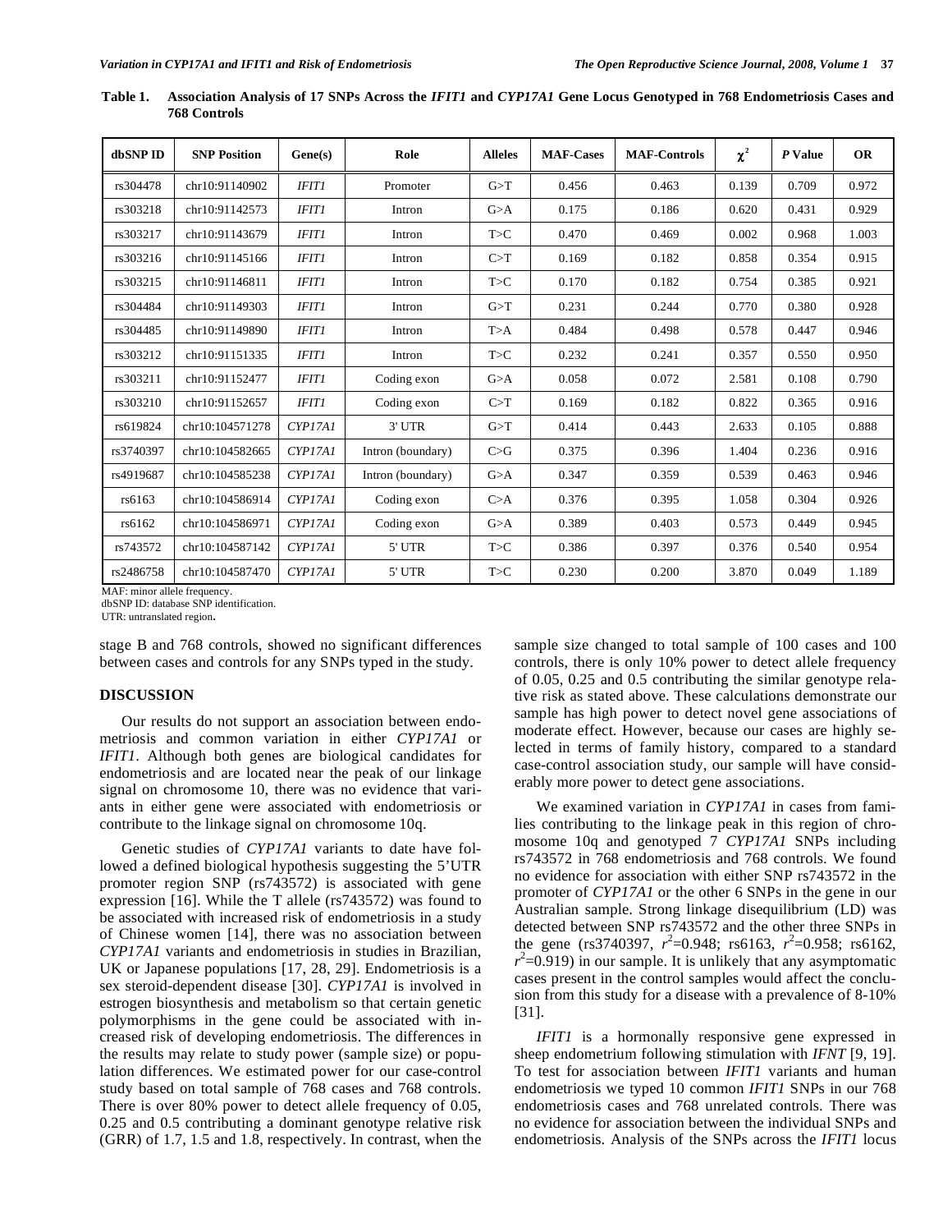**Table 1. Association Analysis of 17 SNPs Across the *IFIT1* and *CYP17A1* Gene Locus Genotyped in 768 Endometriosis Cases and 768 Controls**

| dbSNP ID | SNP Position | Gene(s) | Role | Alleles | MAF-Cases | MAF-Controls | $\chi^2$ | *P* Value | OR |
|---|---|---|---|---|---|---|---|---|---|
| rs304478 | chr10:91140902 | *IFIT1* | Promoter | G>T | 0.456 | 0.463 | 0.139 | 0.709 | 0.972 |
| rs303218 | chr10:91142573 | *IFIT1* | Intron | G>A | 0.175 | 0.186 | 0.620 | 0.431 | 0.929 |
| rs303217 | chr10:91143679 | *IFIT1* | Intron | T>C | 0.470 | 0.469 | 0.002 | 0.968 | 1.003 |
| rs303216 | chr10:91145166 | *IFIT1* | Intron | C>T | 0.169 | 0.182 | 0.858 | 0.354 | 0.915 |
| rs303215 | chr10:91146811 | *IFIT1* | Intron | T>C | 0.170 | 0.182 | 0.754 | 0.385 | 0.921 |
| rs304484 | chr10:91149303 | *IFIT1* | Intron | G>T | 0.231 | 0.244 | 0.770 | 0.380 | 0.928 |
| rs304485 | chr10:91149890 | *IFIT1* | Intron | T>A | 0.484 | 0.498 | 0.578 | 0.447 | 0.946 |
| rs303212 | chr10:91151335 | *IFIT1* | Intron | T>C | 0.232 | 0.241 | 0.357 | 0.550 | 0.950 |
| rs303211 | chr10:91152477 | *IFIT1* | Coding exon | G>A | 0.058 | 0.072 | 2.581 | 0.108 | 0.790 |
| rs303210 | chr10:91152657 | *IFIT1* | Coding exon | C>T | 0.169 | 0.182 | 0.822 | 0.365 | 0.916 |
| rs619824 | chr10:104571278 | *CYP17A1* | 3' UTR | G>T | 0.414 | 0.443 | 2.633 | 0.105 | 0.888 |
| rs3740397 | chr10:104582665 | *CYP17A1* | Intron (boundary) | C>G | 0.375 | 0.396 | 1.404 | 0.236 | 0.916 |
| rs4919687 | chr10:104585238 | *CYP17A1* | Intron (boundary) | G>A | 0.347 | 0.359 | 0.539 | 0.463 | 0.946 |
| rs6163 | chr10:104586914 | *CYP17A1* | Coding exon | C>A | 0.376 | 0.395 | 1.058 | 0.304 | 0.926 |
| rs6162 | chr10:104586971 | *CYP17A1* | Coding exon | G>A | 0.389 | 0.403 | 0.573 | 0.449 | 0.945 |
| rs743572 | chr10:104587142 | *CYP17A1* | 5' UTR | T>C | 0.386 | 0.397 | 0.376 | 0.540 | 0.954 |
| rs2486758 | chr10:104587470 | *CYP17A1* | 5' UTR | T>C | 0.230 | 0.200 | 3.870 | 0.049 | 1.189 |

MAF: minor allele frequency.
dbSNP ID: database SNP identification.
UTR: untranslated region.

stage B and 768 controls, showed no significant differences between cases and controls for any SNPs typed in the study.

## DISCUSSION

Our results do not support an association between endometriosis and common variation in either *CYP17A1* or *IFIT1*. Although both genes are biological candidates for endometriosis and are located near the peak of our linkage signal on chromosome 10, there was no evidence that variants in either gene were associated with endometriosis or contribute to the linkage signal on chromosome 10q.

Genetic studies of *CYP17A1* variants to date have followed a defined biological hypothesis suggesting the 5'UTR promoter region SNP (rs743572) is associated with gene expression [16]. While the T allele (rs743572) was found to be associated with increased risk of endometriosis in a study of Chinese women [14], there was no association between *CYP17A1* variants and endometriosis in studies in Brazilian, UK or Japanese populations [17, 28, 29]. Endometriosis is a sex steroid-dependent disease [30]. *CYP17A1* is involved in estrogen biosynthesis and metabolism so that certain genetic polymorphisms in the gene could be associated with increased risk of developing endometriosis. The differences in the results may relate to study power (sample size) or population differences. We estimated power for our case-control study based on total sample of 768 cases and 768 controls. There is over 80% power to detect allele frequency of 0.05, 0.25 and 0.5 contributing a dominant genotype relative risk (GRR) of 1.7, 1.5 and 1.8, respectively. In contrast, when the sample size changed to total sample of 100 cases and 100 controls, there is only 10% power to detect allele frequency of 0.05, 0.25 and 0.5 contributing the similar genotype relative risk as stated above. These calculations demonstrate our sample has high power to detect novel gene associations of moderate effect. However, because our cases are highly selected in terms of family history, compared to a standard case-control association study, our sample will have considerably more power to detect gene associations.

We examined variation in *CYP17A1* in cases from families contributing to the linkage peak in this region of chromosome 10q and genotyped 7 *CYP17A1* SNPs including rs743572 in 768 endometriosis and 768 controls. We found no evidence for association with either SNP rs743572 in the promoter of *CYP17A1* or the other 6 SNPs in the gene in our Australian sample. Strong linkage disequilibrium (LD) was detected between SNP rs743572 and the other three SNPs in the gene (rs3740397, $r^2$=0.948; rs6163, $r^2$=0.958; rs6162, $r^2$=0.919) in our sample. It is unlikely that any asymptomatic cases present in the control samples would affect the conclusion from this study for a disease with a prevalence of 8-10% [31].

*IFIT1* is a hormonally responsive gene expressed in sheep endometrium following stimulation with *IFNT* [9, 19]. To test for association between *IFIT1* variants and human endometriosis we typed 10 common *IFIT1* SNPs in our 768 endometriosis cases and 768 unrelated controls. There was no evidence for association between the individual SNPs and endometriosis. Analysis of the SNPs across the *IFIT1* locus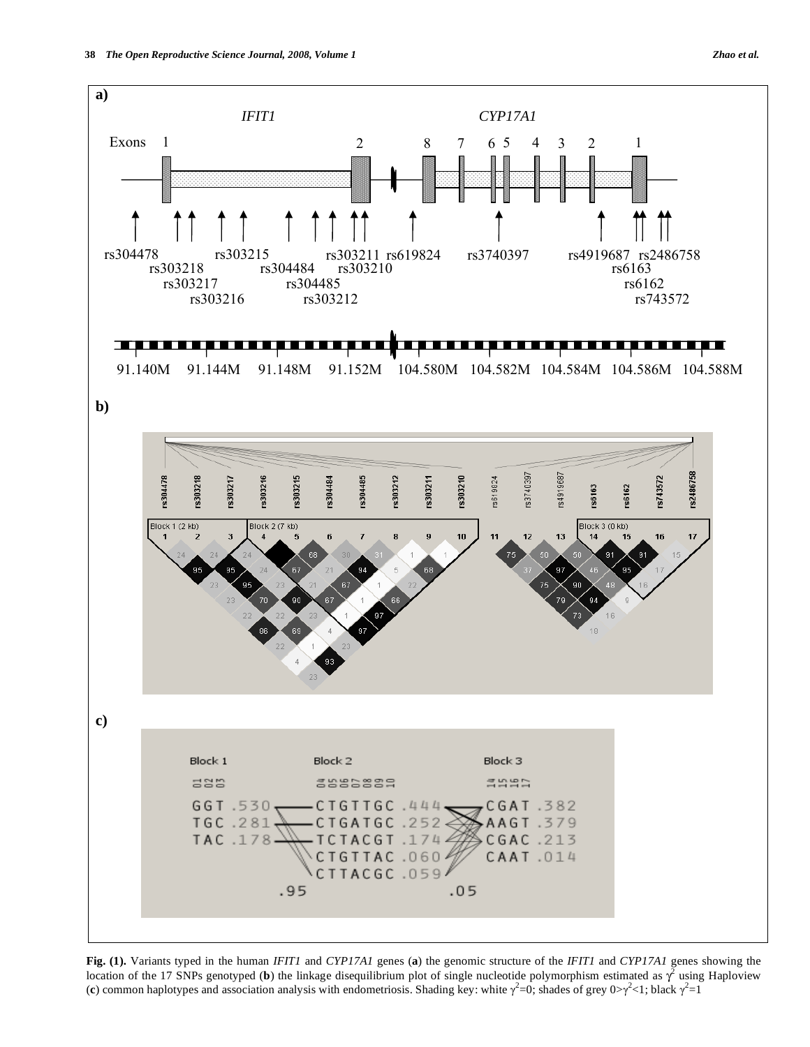**Fig. (1).** Variants typed in the human *IFIT1* and *CYP17A1* genes (**a**) the genomic structure of the *IFIT1* and *CYP17A1* genes showing the location of the 17 SNPs genotyped (**b**) the linkage disequilibrium plot of single nucleotide polymorphism estimated as $\gamma^2$ using Haploview (**c**) common haplotypes and association analysis with endometriosis. Shading key: white $\gamma^2$=0; shades of grey 0>$\gamma^2$<1; black $\gamma^2$=1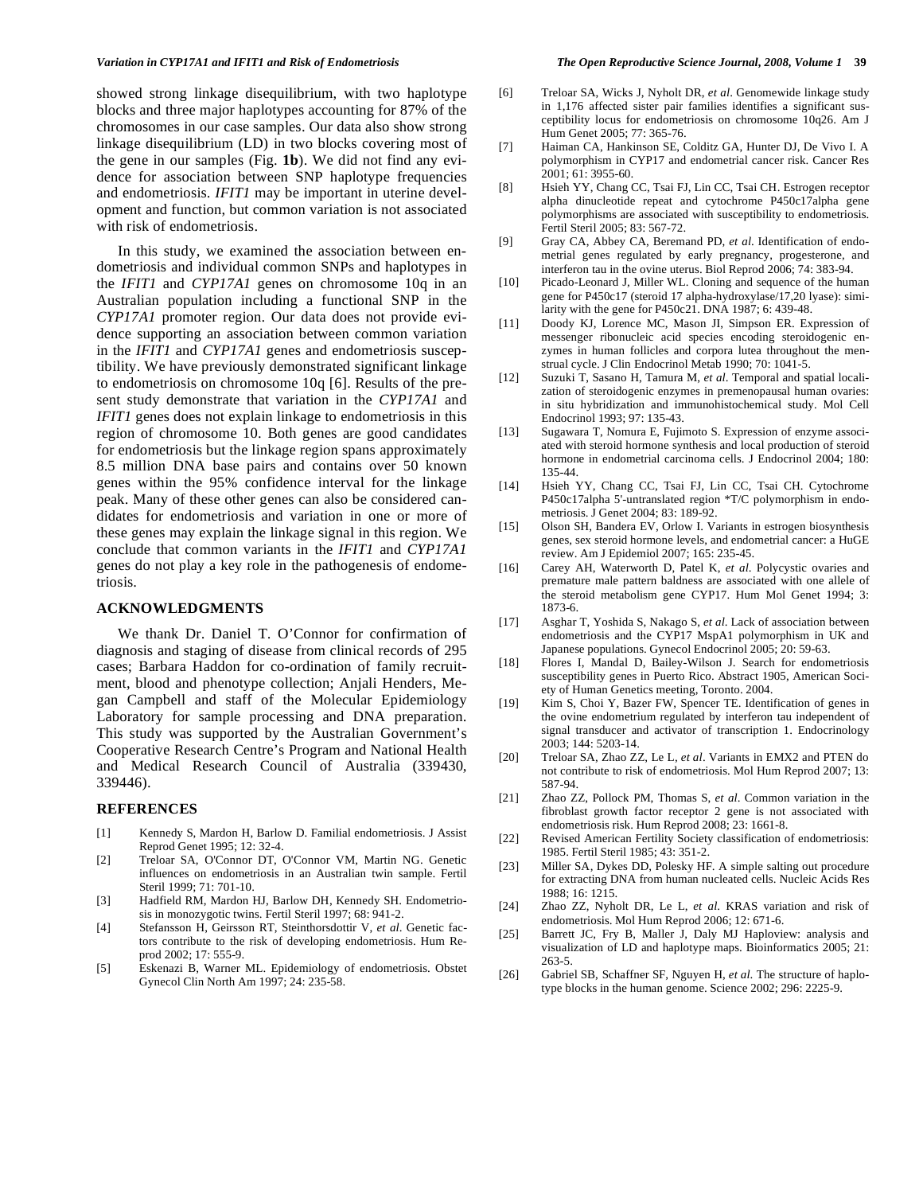showed strong linkage disequilibrium, with two haplotype blocks and three major haplotypes accounting for 87% of the chromosomes in our case samples. Our data also show strong linkage disequilibrium (LD) in two blocks covering most of the gene in our samples (Fig. **1b**). We did not find any evidence for association between SNP haplotype frequencies and endometriosis. *IFIT1* may be important in uterine development and function, but common variation is not associated with risk of endometriosis.

In this study, we examined the association between endometriosis and individual common SNPs and haplotypes in the *IFIT1* and *CYP17A1* genes on chromosome 10q in an Australian population including a functional SNP in the *CYP17A1* promoter region. Our data does not provide evidence supporting an association between common variation in the *IFIT1* and *CYP17A1* genes and endometriosis susceptibility. We have previously demonstrated significant linkage to endometriosis on chromosome 10q [6]. Results of the present study demonstrate that variation in the *CYP17A1* and *IFIT1* genes does not explain linkage to endometriosis in this region of chromosome 10. Both genes are good candidates for endometriosis but the linkage region spans approximately 8.5 million DNA base pairs and contains over 50 known genes within the 95% confidence interval for the linkage peak. Many of these other genes can also be considered candidates for endometriosis and variation in one or more of these genes may explain the linkage signal in this region. We conclude that common variants in the *IFIT1* and *CYP17A1* genes do not play a key role in the pathogenesis of endometriosis.

## ACKNOWLEDGMENTS

We thank Dr. Daniel T. O'Connor for confirmation of diagnosis and staging of disease from clinical records of 295 cases; Barbara Haddon for co-ordination of family recruitment, blood and phenotype collection; Anjali Henders, Megan Campbell and staff of the Molecular Epidemiology Laboratory for sample processing and DNA preparation. This study was supported by the Australian Government's Cooperative Research Centre's Program and National Health and Medical Research Council of Australia (339430, 339446).

## REFERENCES

[1] Kennedy S, Mardon H, Barlow D. Familial endometriosis. J Assist Reprod Genet 1995; 12: 32-4.

[2] Treloar SA, O'Connor DT, O'Connor VM, Martin NG. Genetic influences on endometriosis in an Australian twin sample. Fertil Steril 1999; 71: 701-10.

[3] Hadfield RM, Mardon HJ, Barlow DH, Kennedy SH. Endometriosis in monozygotic twins. Fertil Steril 1997; 68: 941-2.

[4] Stefansson H, Geirsson RT, Steinthorsdottir V, *et al*. Genetic factors contribute to the risk of developing endometriosis. Hum Reprod 2002; 17: 555-9.

[5] Eskenazi B, Warner ML. Epidemiology of endometriosis. Obstet Gynecol Clin North Am 1997; 24: 235-58.

[6] Treloar SA, Wicks J, Nyholt DR, *et al*. Genomewide linkage study in 1,176 affected sister pair families identifies a significant susceptibility locus for endometriosis on chromosome 10q26. Am J Hum Genet 2005; 77: 365-76.

[7] Haiman CA, Hankinson SE, Colditz GA, Hunter DJ, De Vivo I. A polymorphism in CYP17 and endometrial cancer risk. Cancer Res 2001; 61: 3955-60.

[8] Hsieh YY, Chang CC, Tsai FJ, Lin CC, Tsai CH. Estrogen receptor alpha dinucleotide repeat and cytochrome P450c17alpha gene polymorphisms are associated with susceptibility to endometriosis. Fertil Steril 2005; 83: 567-72.

[9] Gray CA, Abbey CA, Beremand PD, *et al*. Identification of endometrial genes regulated by early pregnancy, progesterone, and interferon tau in the ovine uterus. Biol Reprod 2006; 74: 383-94.

[10] Picado-Leonard J, Miller WL. Cloning and sequence of the human gene for P450c17 (steroid 17 alpha-hydroxylase/17,20 lyase): similarity with the gene for P450c21. DNA 1987; 6: 439-48.

[11] Doody KJ, Lorence MC, Mason JI, Simpson ER. Expression of messenger ribonucleic acid species encoding steroidogenic enzymes in human follicles and corpora lutea throughout the menstrual cycle. J Clin Endocrinol Metab 1990; 70: 1041-5.

[12] Suzuki T, Sasano H, Tamura M, *et al*. Temporal and spatial localization of steroidogenic enzymes in premenopausal human ovaries: in situ hybridization and immunohistochemical study. Mol Cell Endocrinol 1993; 97: 135-43.

[13] Sugawara T, Nomura E, Fujimoto S. Expression of enzyme associated with steroid hormone synthesis and local production of steroid hormone in endometrial carcinoma cells. J Endocrinol 2004; 180: 135-44.

[14] Hsieh YY, Chang CC, Tsai FJ, Lin CC, Tsai CH. Cytochrome P450c17alpha 5'-untranslated region *T/C polymorphism in endometriosis. J Genet 2004; 83: 189-92.

[15] Olson SH, Bandera EV, Orlow I. Variants in estrogen biosynthesis genes, sex steroid hormone levels, and endometrial cancer: a HuGE review. Am J Epidemiol 2007; 165: 235-45.

[16] Carey AH, Waterworth D, Patel K, *et al*. Polycystic ovaries and premature male pattern baldness are associated with one allele of the steroid metabolism gene CYP17. Hum Mol Genet 1994; 3: 1873-6.

[17] Asghar T, Yoshida S, Nakago S, *et al*. Lack of association between endometriosis and the CYP17 MspA1 polymorphism in UK and Japanese populations. Gynecol Endocrinol 2005; 20: 59-63.

[18] Flores I, Mandal D, Bailey-Wilson J. Search for endometriosis susceptibility genes in Puerto Rico. Abstract 1905, American Society of Human Genetics meeting, Toronto. 2004.

[19] Kim S, Choi Y, Bazer FW, Spencer TE. Identification of genes in the ovine endometrium regulated by interferon tau independent of signal transducer and activator of transcription 1. Endocrinology 2003; 144: 5203-14.

[20] Treloar SA, Zhao ZZ, Le L, *et al*. Variants in EMX2 and PTEN do not contribute to risk of endometriosis. Mol Hum Reprod 2007; 13: 587-94.

[21] Zhao ZZ, Pollock PM, Thomas S, *et al*. Common variation in the fibroblast growth factor receptor 2 gene is not associated with endometriosis risk. Hum Reprod 2008; 23: 1661-8.

[22] Revised American Fertility Society classification of endometriosis: 1985. Fertil Steril 1985; 43: 351-2.

[23] Miller SA, Dykes DD, Polesky HF. A simple salting out procedure for extracting DNA from human nucleated cells. Nucleic Acids Res 1988; 16: 1215.

[24] Zhao ZZ, Nyholt DR, Le L, *et al*. KRAS variation and risk of endometriosis. Mol Hum Reprod 2006; 12: 671-6.

[25] Barrett JC, Fry B, Maller J, Daly MJ Haploview: analysis and visualization of LD and haplotype maps. Bioinformatics 2005; 21: 263-5.

[26] Gabriel SB, Schaffner SF, Nguyen H, *et al*. The structure of haplotype blocks in the human genome. Science 2002; 296: 2225-9.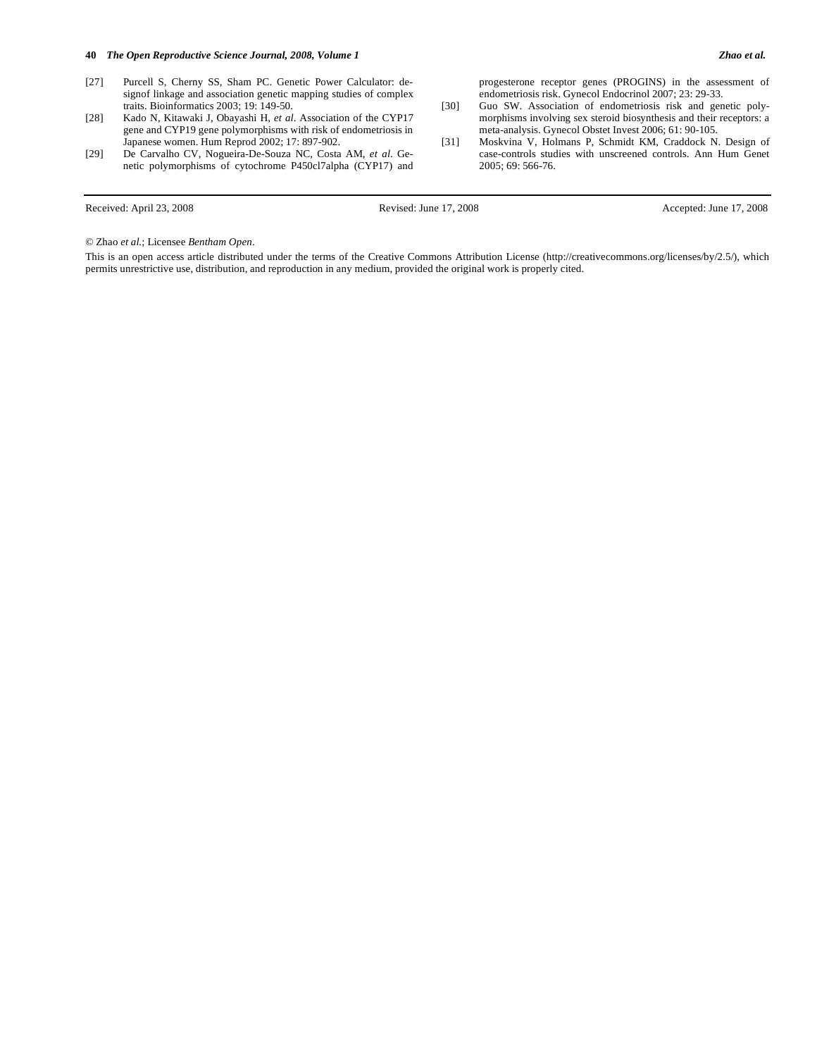[27] Purcell S, Cherny SS, Sham PC. Genetic Power Calculator: designof linkage and association genetic mapping studies of complex traits. Bioinformatics 2003; 19: 149-50.

[28] Kado N, Kitawaki J, Obayashi H, *et al*. Association of the CYP17 gene and CYP19 gene polymorphisms with risk of endometriosis in Japanese women. Hum Reprod 2002; 17: 897-902.

[29] De Carvalho CV, Nogueira-De-Souza NC, Costa AM, *et al*. Genetic polymorphisms of cytochrome P450cl7alpha (CYP17) and progesterone receptor genes (PROGINS) in the assessment of endometriosis risk. Gynecol Endocrinol 2007; 23: 29-33.

[30] Guo SW. Association of endometriosis risk and genetic polymorphisms involving sex steroid biosynthesis and their receptors: a meta-analysis. Gynecol Obstet Invest 2006; 61: 90-105.

[31] Moskvina V, Holmans P, Schmidt KM, Craddock N. Design of case-controls studies with unscreened controls. Ann Hum Genet 2005; 69: 566-76.

Received: April 23, 2008 | Revised: June 17, 2008 | Accepted: June 17, 2008

© Zhao *et al.*; Licensee *Bentham Open*.

This is an open access article distributed under the terms of the Creative Commons Attribution License (http://creativecommons.org/licenses/by/2.5/), which permits unrestrictive use, distribution, and reproduction in any medium, provided the original work is properly cited.